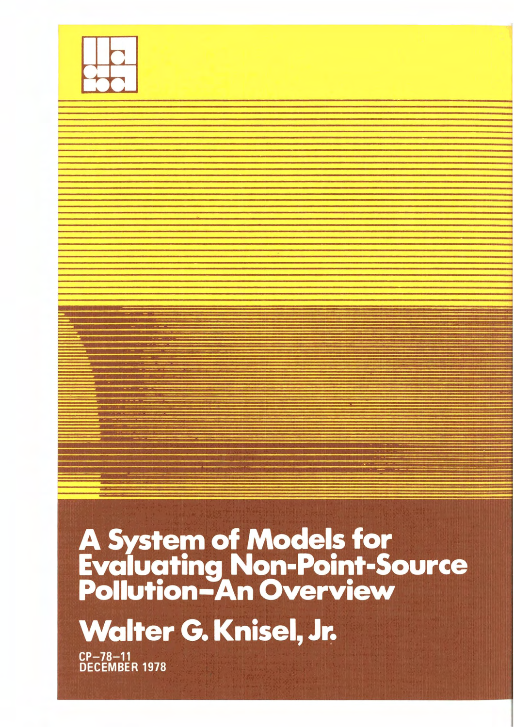# A System of Models for Evaluating Non-Point-Source Pollution–An Overview

## Walter G. Knisel, Jr.

CP–78–11
DECEMBER 1978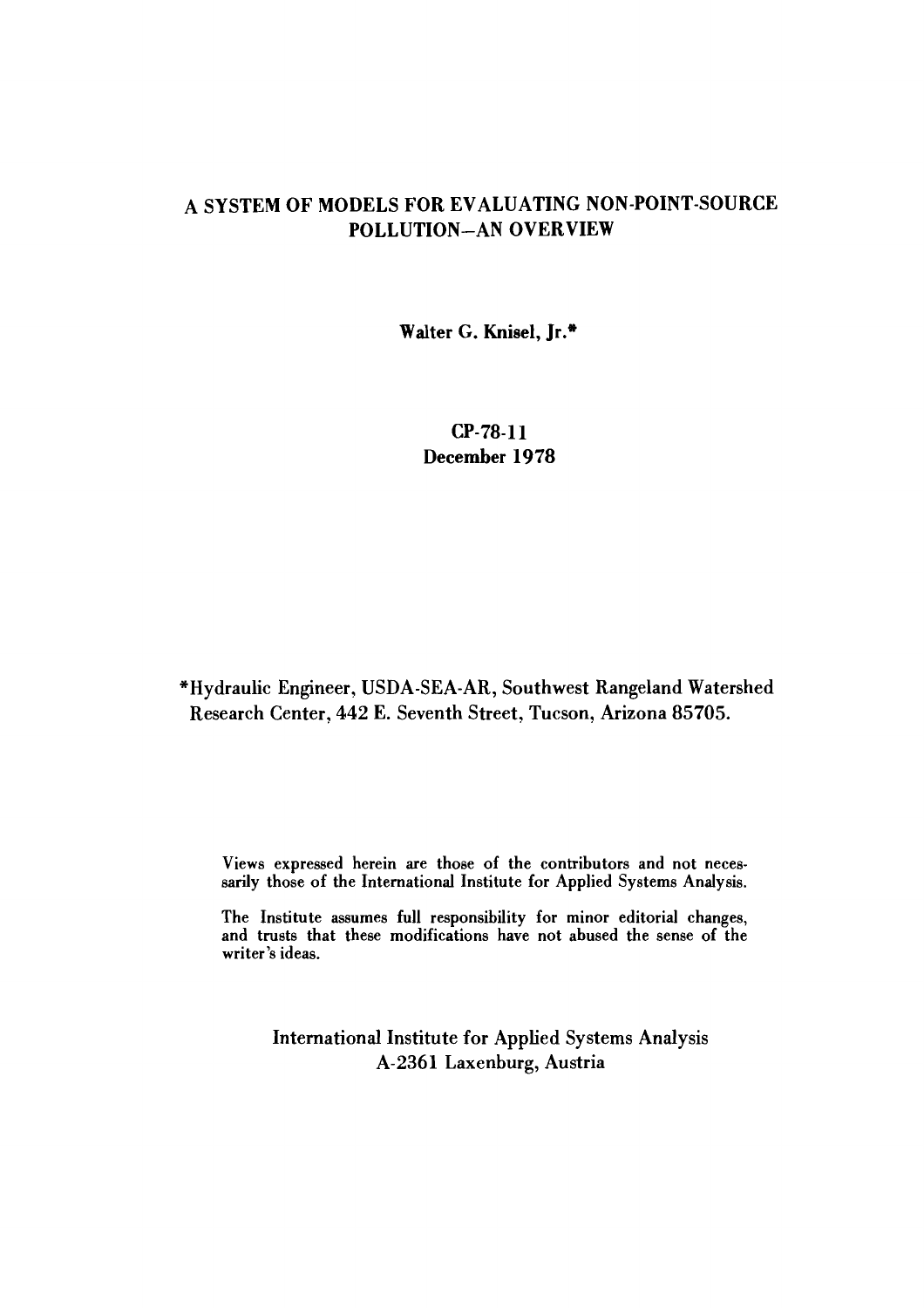# A SYSTEM OF MODELS FOR EVALUATING NON-POINT-SOURCE POLLUTION—AN OVERVIEW

Walter G. Knisel, Jr.*

CP-78-11
December 1978

*Hydraulic Engineer, USDA-SEA-AR, Southwest Rangeland Watershed Research Center, 442 E. Seventh Street, Tucson, Arizona 85705.

Views expressed herein are those of the contributors and not necessarily those of the International Institute for Applied Systems Analysis.

The Institute assumes full responsibility for minor editorial changes, and trusts that these modifications have not abused the sense of the writer's ideas.

International Institute for Applied Systems Analysis
A-2361 Laxenburg, Austria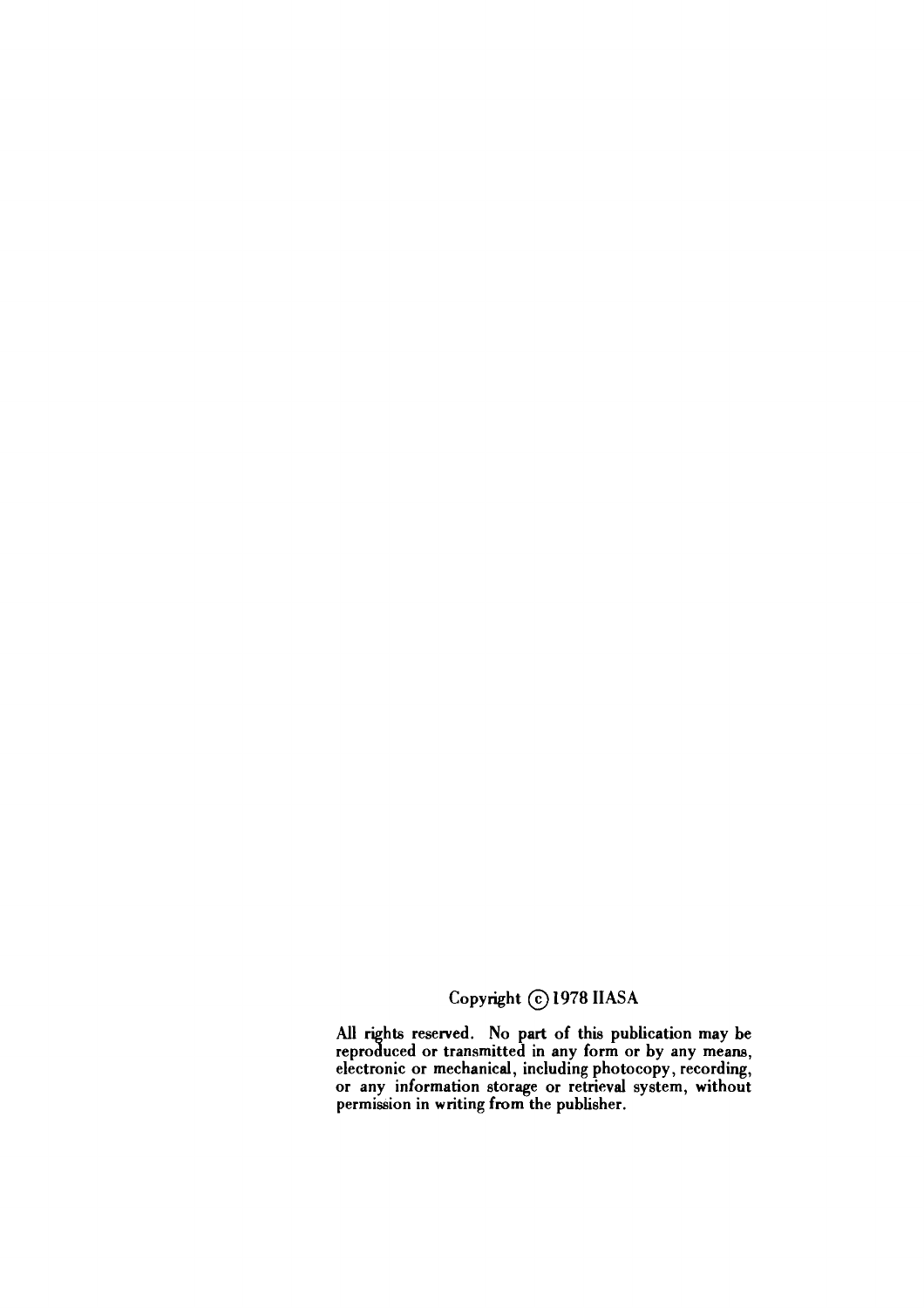Copyright © 1978 IIASA

All rights reserved. No part of this publication may be reproduced or transmitted in any form or by any means, electronic or mechanical, including photocopy, recording, or any information storage or retrieval system, without permission in writing from the publisher.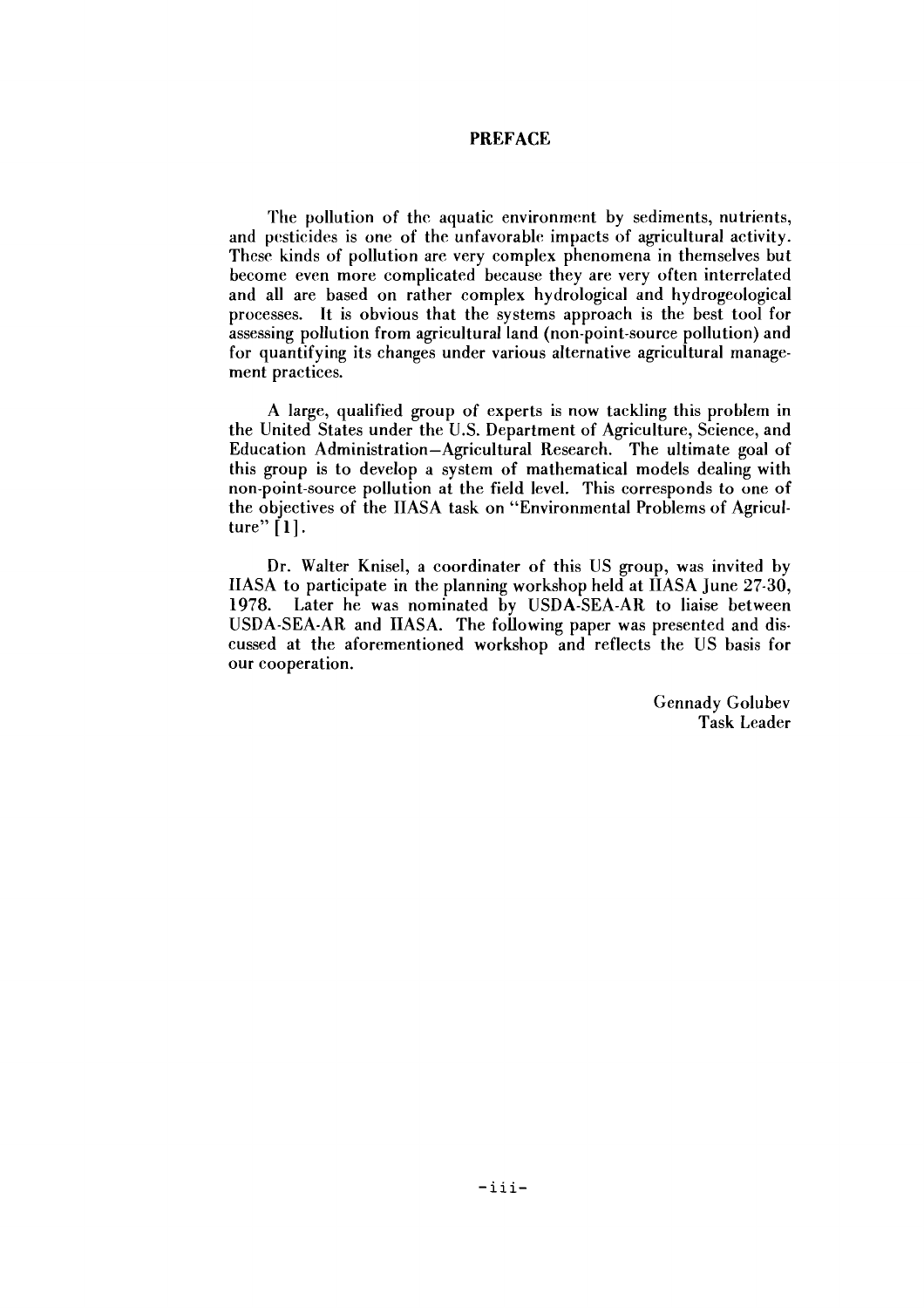# PREFACE

The pollution of the aquatic environment by sediments, nutrients, and pesticides is one of the unfavorable impacts of agricultural activity. These kinds of pollution are very complex phenomena in themselves but become even more complicated because they are very often interrelated and all are based on rather complex hydrological and hydrogeological processes. It is obvious that the systems approach is the best tool for assessing pollution from agricultural land (non-point-source pollution) and for quantifying its changes under various alternative agricultural management practices.

A large, qualified group of experts is now tackling this problem in the United States under the U.S. Department of Agriculture, Science, and Education Administration–Agricultural Research. The ultimate goal of this group is to develop a system of mathematical models dealing with non-point-source pollution at the field level. This corresponds to one of the objectives of the IIASA task on "Environmental Problems of Agriculture" [1].

Dr. Walter Knisel, a coordinater of this US group, was invited by IIASA to participate in the planning workshop held at IIASA June 27-30, 1978. Later he was nominated by USDA-SEA-AR to liaise between USDA-SEA-AR and IIASA. The following paper was presented and discussed at the aforementioned workshop and reflects the US basis for our cooperation.

Gennady Golubev
Task Leader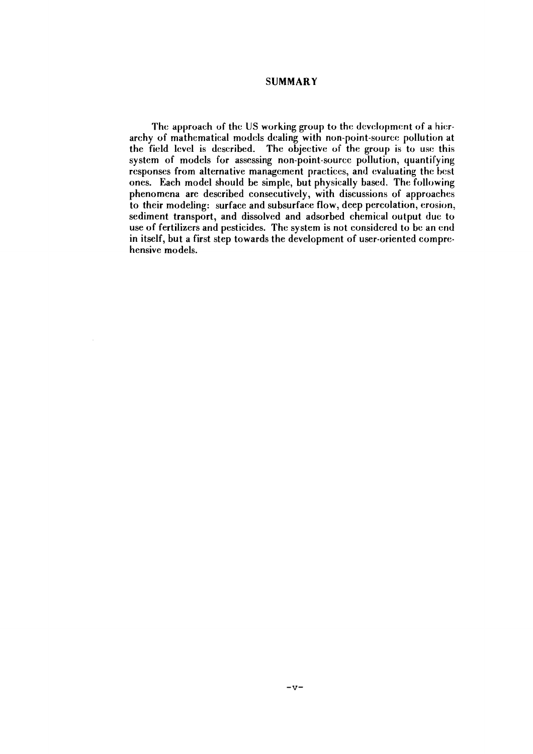# SUMMARY

The approach of the US working group to the development of a hierarchy of mathematical models dealing with non-point-source pollution at the field level is described. The objective of the group is to use this system of models for assessing non-point-source pollution, quantifying responses from alternative management practices, and evaluating the best ones. Each model should be simple, but physically based. The following phenomena are described consecutively, with discussions of approaches to their modeling: surface and subsurface flow, deep percolation, erosion, sediment transport, and dissolved and adsorbed chemical output due to use of fertilizers and pesticides. The system is not considered to be an end in itself, but a first step towards the development of user-oriented comprehensive models.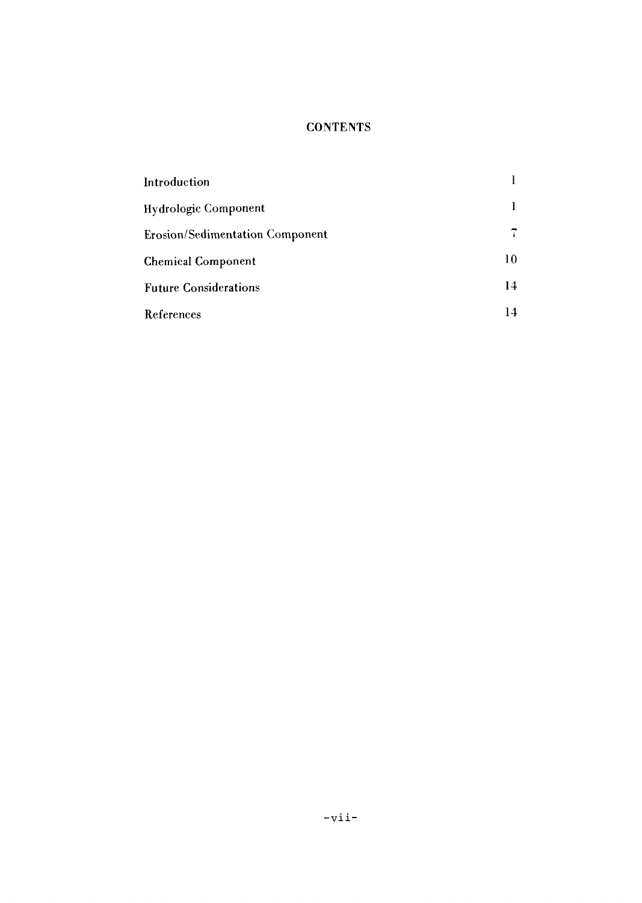# CONTENTS

| | |
|---|---|
| Introduction | 1 |
| Hydrologic Component | 1 |
| Erosion/Sedimentation Component | 7 |
| Chemical Component | 10 |
| Future Considerations | 14 |
| References | 14 |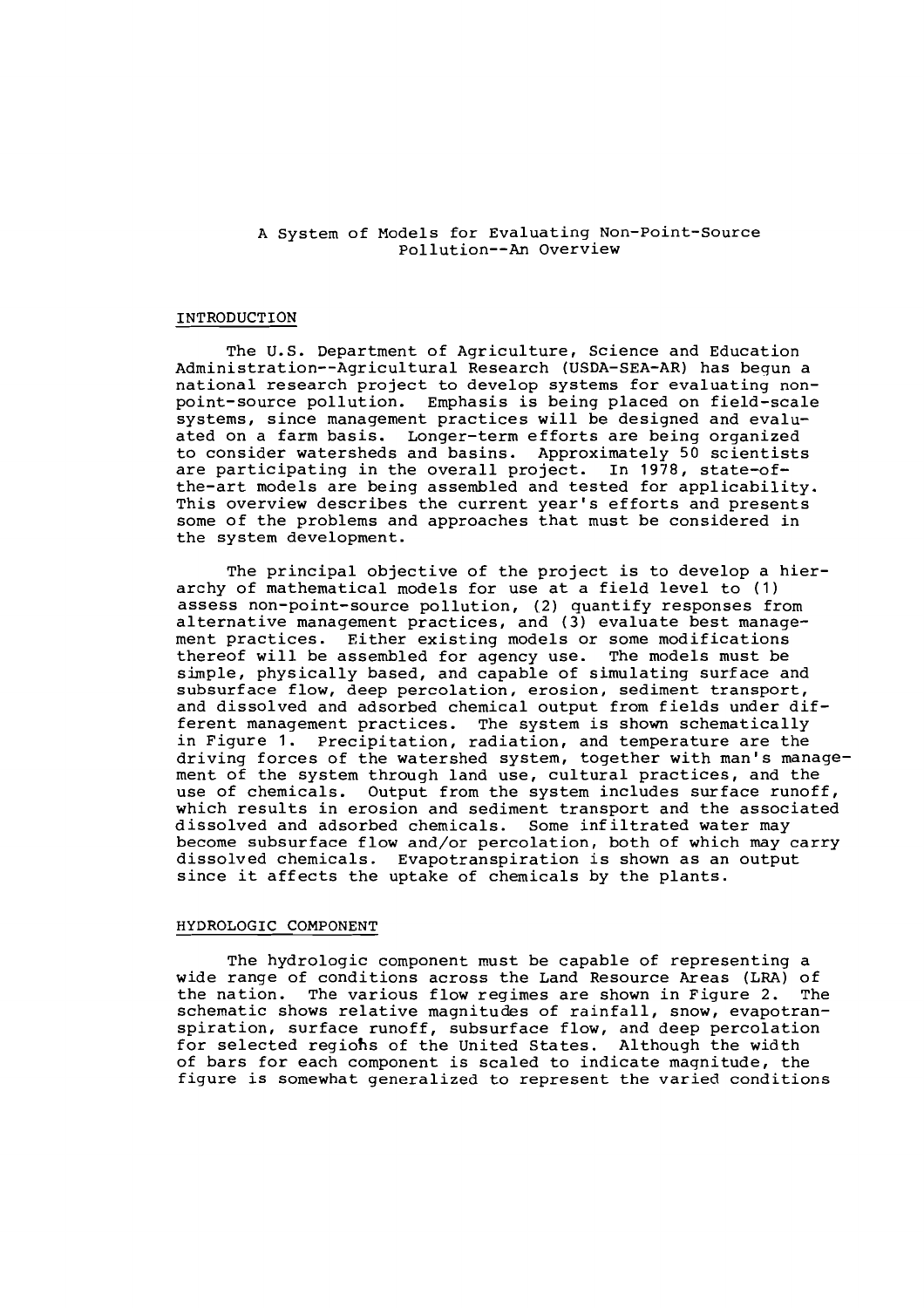# A System of Models for Evaluating Non-Point-Source Pollution--An Overview

## INTRODUCTION

The U.S. Department of Agriculture, Science and Education Administration--Agricultural Research (USDA-SEA-AR) has begun a national research project to develop systems for evaluating non-point-source pollution. Emphasis is being placed on field-scale systems, since management practices will be designed and evaluated on a farm basis. Longer-term efforts are being organized to consider watersheds and basins. Approximately 50 scientists are participating in the overall project. In 1978, state-of-the-art models are being assembled and tested for applicability. This overview describes the current year's efforts and presents some of the problems and approaches that must be considered in the system development.

The principal objective of the project is to develop a hierarchy of mathematical models for use at a field level to (1) assess non-point-source pollution, (2) quantify responses from alternative management practices, and (3) evaluate best management practices. Either existing models or some modifications thereof will be assembled for agency use. The models must be simple, physically based, and capable of simulating surface and subsurface flow, deep percolation, erosion, sediment transport, and dissolved and adsorbed chemical output from fields under different management practices. The system is shown schematically in Figure 1. Precipitation, radiation, and temperature are the driving forces of the watershed system, together with man's management of the system through land use, cultural practices, and the use of chemicals. Output from the system includes surface runoff, which results in erosion and sediment transport and the associated dissolved and adsorbed chemicals. Some infiltrated water may become subsurface flow and/or percolation, both of which may carry dissolved chemicals. Evapotranspiration is shown as an output since it affects the uptake of chemicals by the plants.

## HYDROLOGIC COMPONENT

The hydrologic component must be capable of representing a wide range of conditions across the Land Resource Areas (LRA) of the nation. The various flow regimes are shown in Figure 2. The schematic shows relative magnitudes of rainfall, snow, evapotranspiration, surface runoff, subsurface flow, and deep percolation for selected regions of the United States. Although the width of bars for each component is scaled to indicate magnitude, the figure is somewhat generalized to represent the varied conditions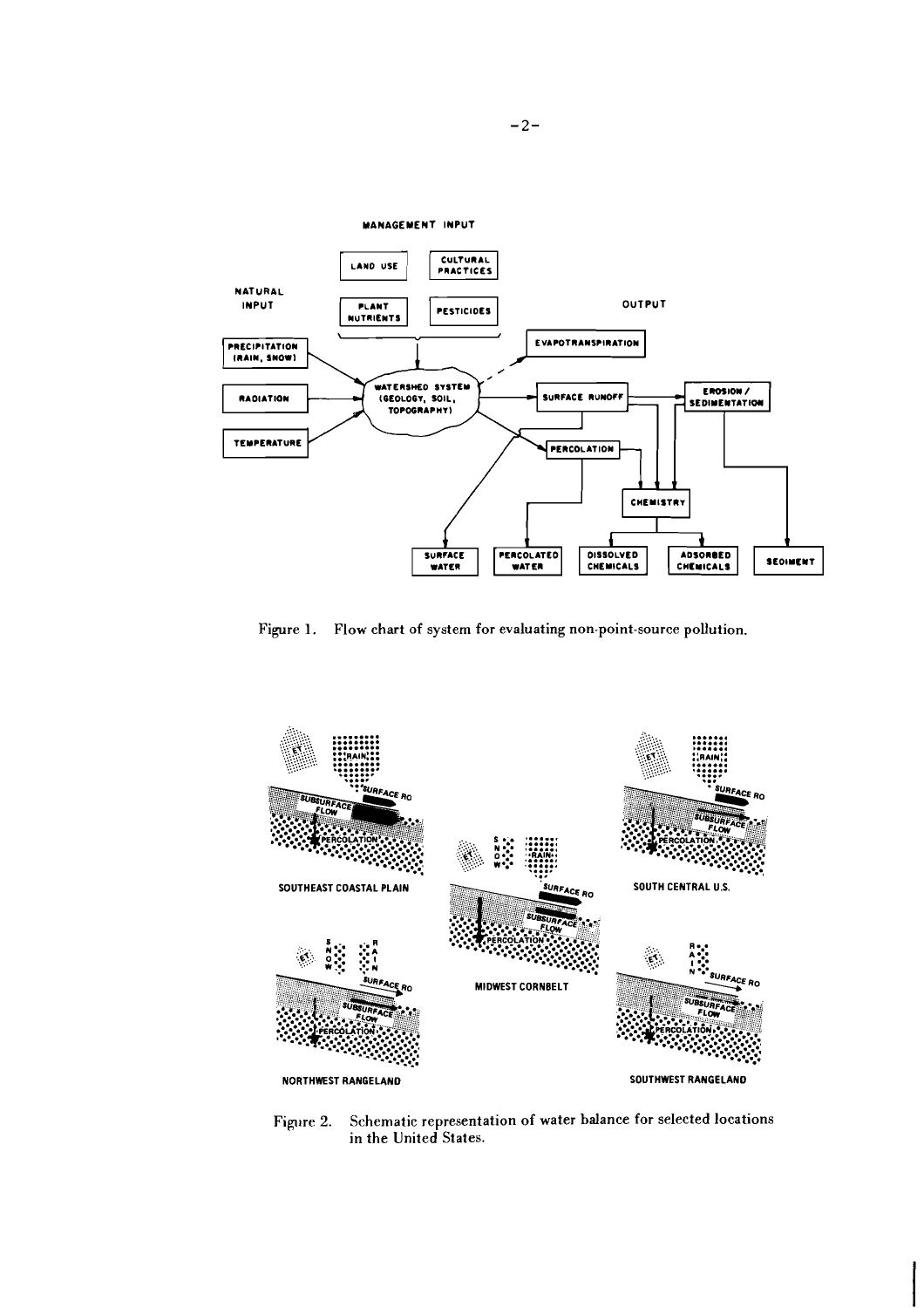Figure 1. Flow chart of system for evaluating non-point-source pollution.

Figure 2. Schematic representation of water balance for selected locations in the United States.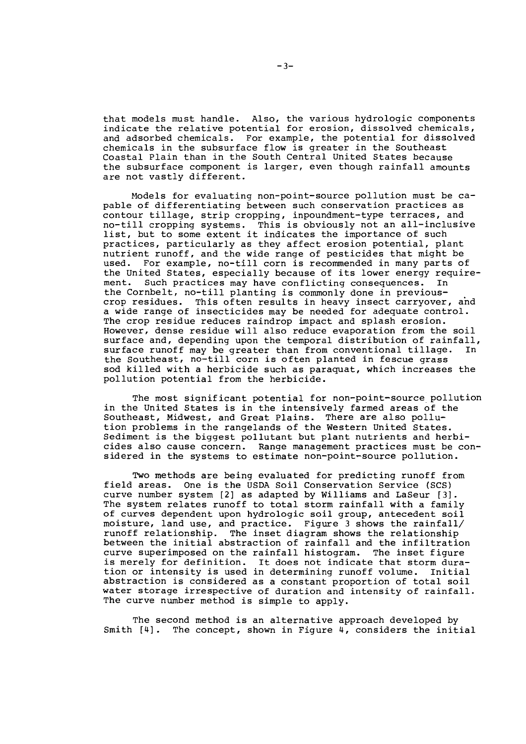that models must handle. Also, the various hydrologic components indicate the relative potential for erosion, dissolved chemicals, and adsorbed chemicals. For example, the potential for dissolved chemicals in the subsurface flow is greater in the Southeast Coastal Plain than in the South Central United States because the subsurface component is larger, even though rainfall amounts are not vastly different.

Models for evaluating non-point-source pollution must be capable of differentiating between such conservation practices as contour tillage, strip cropping, inpoundment-type terraces, and no-till cropping systems. This is obviously not an all-inclusive list, but to some extent it indicates the importance of such practices, particularly as they affect erosion potential, plant nutrient runoff, and the wide range of pesticides that might be used. For example, no-till corn is recommended in many parts of the United States, especially because of its lower energy requirement. Such practices may have conflicting consequences. In the Cornbelt, no-till planting is commonly done in previous-crop residues. This often results in heavy insect carryover, and a wide range of insecticides may be needed for adequate control. The crop residue reduces raindrop impact and splash erosion. However, dense residue will also reduce evaporation from the soil surface and, depending upon the temporal distribution of rainfall, surface runoff may be greater than from conventional tillage. In the Southeast, no-till corn is often planted in fescue grass sod killed with a herbicide such as paraquat, which increases the pollution potential from the herbicide.

The most significant potential for non-point-source pollution in the United States is in the intensively farmed areas of the Southeast, Midwest, and Great Plains. There are also pollution problems in the rangelands of the Western United States. Sediment is the biggest pollutant but plant nutrients and herbicides also cause concern. Range management practices must be considered in the systems to estimate non-point-source pollution.

Two methods are being evaluated for predicting runoff from field areas. One is the USDA Soil Conservation Service (SCS) curve number system [2] as adapted by Williams and LaSeur [3]. The system relates runoff to total storm rainfall with a family of curves dependent upon hydrologic soil group, antecedent soil moisture, land use, and practice. Figure 3 shows the rainfall/runoff relationship. The inset diagram shows the relationship between the initial abstraction of rainfall and the infiltration curve superimposed on the rainfall histogram. The inset figure is merely for definition. It does not indicate that storm duration or intensity is used in determining runoff volume. Initial abstraction is considered as a constant proportion of total soil water storage irrespective of duration and intensity of rainfall. The curve number method is simple to apply.

The second method is an alternative approach developed by Smith [4]. The concept, shown in Figure 4, considers the initial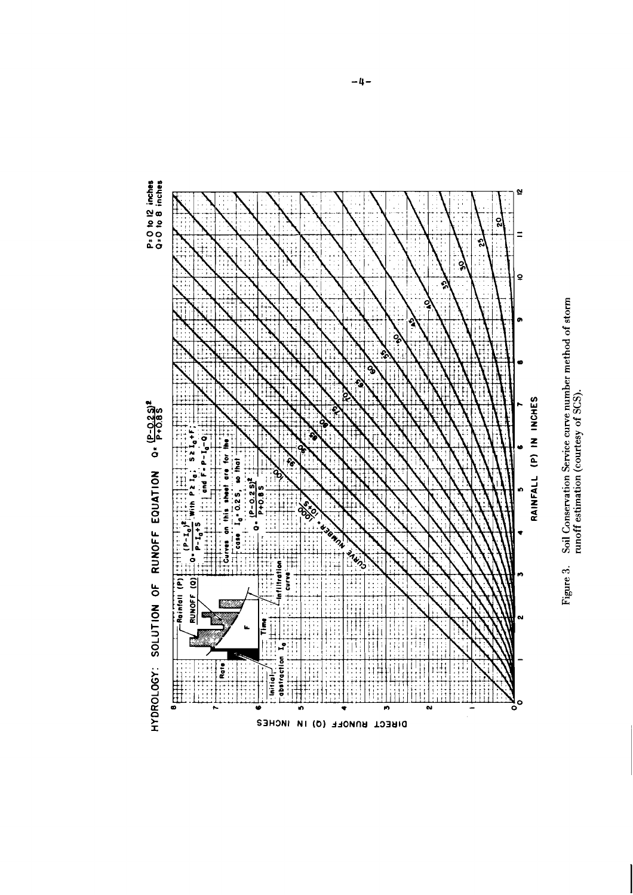## HYDROLOGY: SOLUTION OF RUNOFF EQUATION $Q = \frac{(P-0.2S)^2}{P+0.8S}$

P: 0 to 12 inches
Q: 0 to 8 inches

$Q = \frac{(P-I_a)^2}{P-I_a+S}$ With $P \geq I_a$; $S \geq I_a + F$; and $F = P - I_a - Q$

Curves on this sheet are for the case $I_a = 0.2S$, so that

$$Q = \frac{(P-0.2S)^2}{P+0.8S}$$

Rainfall (P), RUNOFF (Q), Rate, Time, F, Initial abstraction $I_a$, Infiltration curve

CURVE NUMBER $= \frac{1000}{10+S}$

Curve numbers: 100, 95, 90, 85, 80, 75, 70, 65, 60, 55, 50, 45, 40, 35, 30, 25, 20

DIRECT RUNOFF (Q) IN INCHES

RAINFALL (P) IN INCHES

Figure 3. Soil Conservation Service curve number method of storm runoff estimation (courtesy of SCS).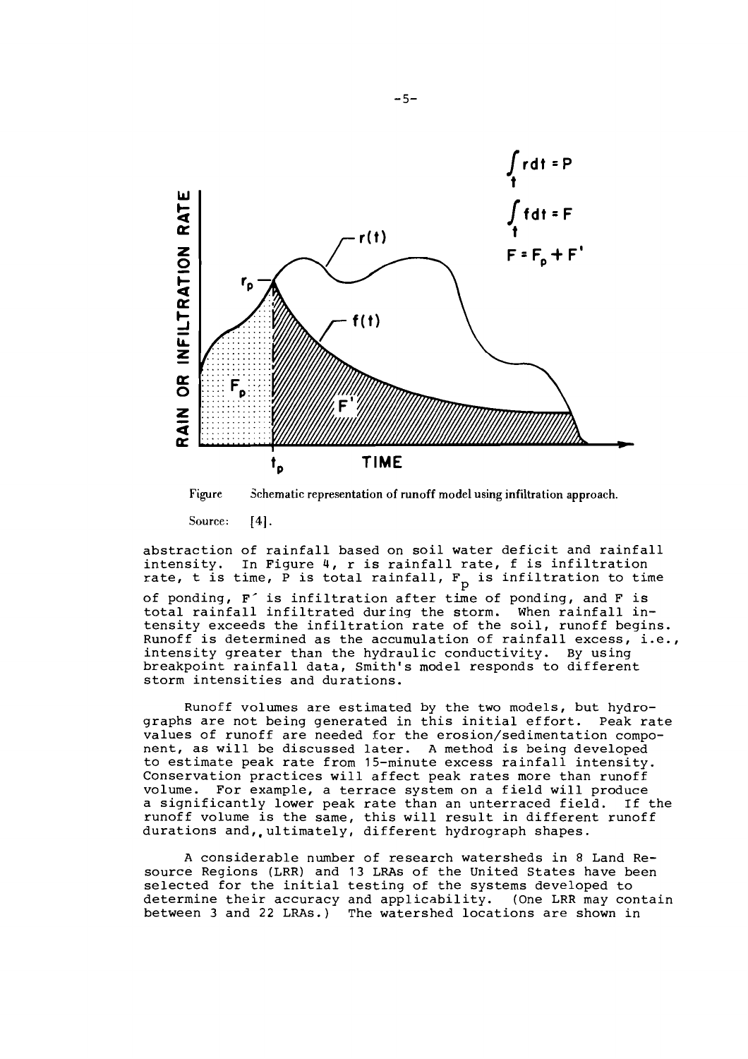Figure  Schematic representation of runoff model using infiltration approach.

Source: [4].

abstraction of rainfall based on soil water deficit and rainfall intensity. In Figure 4, r is rainfall rate, f is infiltration rate, t is time, P is total rainfall, $F_p$ is infiltration to time of ponding, $F'$ is infiltration after time of ponding, and F is total rainfall infiltrated during the storm. When rainfall intensity exceeds the infiltration rate of the soil, runoff begins. Runoff is determined as the accumulation of rainfall excess, i.e., intensity greater than the hydraulic conductivity. By using breakpoint rainfall data, Smith's model responds to different storm intensities and durations.

Runoff volumes are estimated by the two models, but hydrographs are not being generated in this initial effort. Peak rate values of runoff are needed for the erosion/sedimentation component, as will be discussed later. A method is being developed to estimate peak rate from 15-minute excess rainfall intensity. Conservation practices will affect peak rates more than runoff volume. For example, a terrace system on a field will produce a significantly lower peak rate than an unterraced field. If the runoff volume is the same, this will result in different runoff durations and, ultimately, different hydrograph shapes.

A considerable number of research watersheds in 8 Land Resource Regions (LRR) and 13 LRAs of the United States have been selected for the initial testing of the systems developed to determine their accuracy and applicability. (One LRR may contain between 3 and 22 LRAs.) The watershed locations are shown in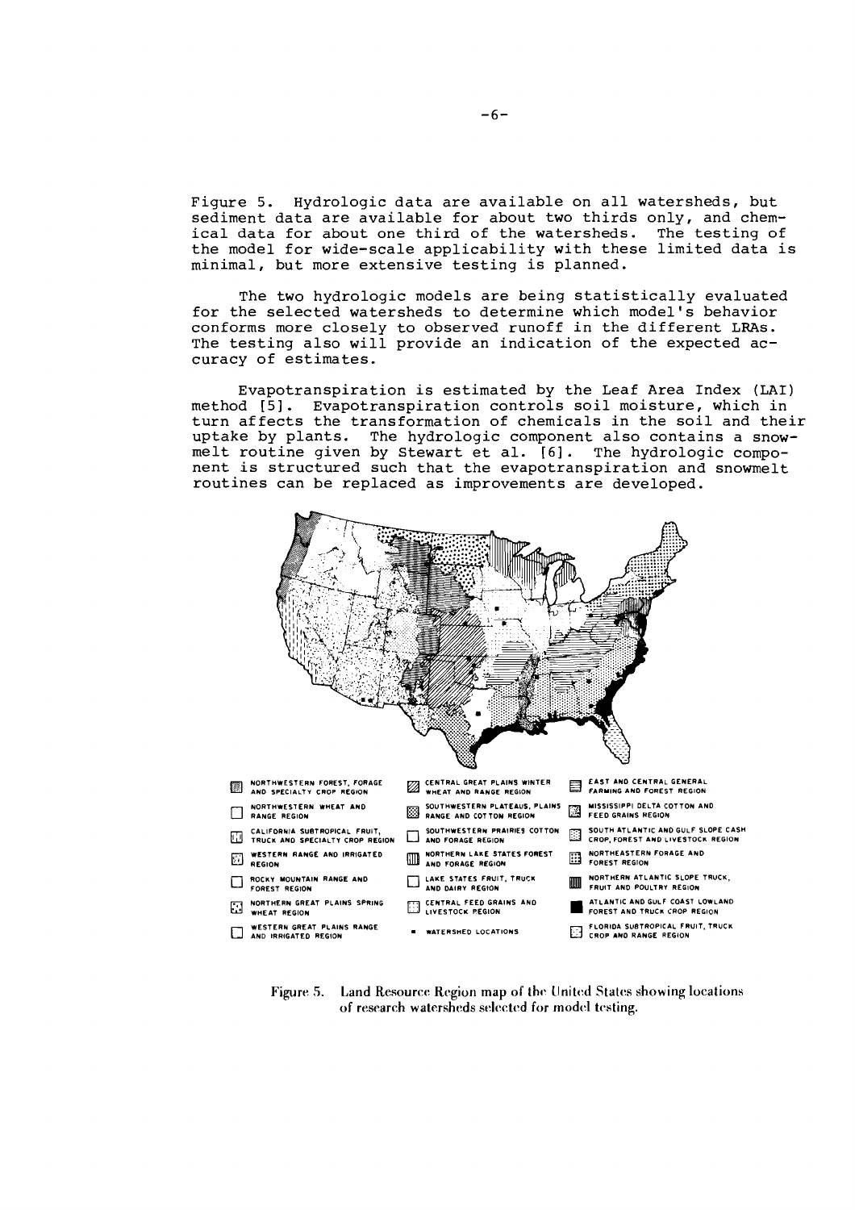Figure 5. Hydrologic data are available on all watersheds, but sediment data are available for about two thirds only, and chemical data for about one third of the watersheds. The testing of the model for wide-scale applicability with these limited data is minimal, but more extensive testing is planned.

The two hydrologic models are being statistically evaluated for the selected watersheds to determine which model's behavior conforms more closely to observed runoff in the different LRAs. The testing also will provide an indication of the expected accuracy of estimates.

Evapotranspiration is estimated by the Leaf Area Index (LAI) method [5]. Evapotranspiration controls soil moisture, which in turn affects the transformation of chemicals in the soil and their uptake by plants. The hydrologic component also contains a snowmelt routine given by Stewart et al. [6]. The hydrologic component is structured such that the evapotranspiration and snowmelt routines can be replaced as improvements are developed.

- NORTHWESTERN FOREST, FORAGE AND SPECIALTY CROP REGION
- NORTHWESTERN WHEAT AND RANGE REGION
- CALIFORNIA SUBTROPICAL FRUIT, TRUCK AND SPECIALTY CROP REGION
- WESTERN RANGE AND IRRIGATED REGION
- ROCKY MOUNTAIN RANGE AND FOREST REGION
- NORTHERN GREAT PLAINS SPRING WHEAT REGION
- WESTERN GREAT PLAINS RANGE AND IRRIGATED REGION
- CENTRAL GREAT PLAINS WINTER WHEAT AND RANGE REGION
- SOUTHWESTERN PLATEAUS, PLAINS RANGE AND COTTON REGION
- SOUTHWESTERN PRAIRIES COTTON AND FORAGE REGION
- NORTHERN LAKE STATES FOREST AND FORAGE REGION
- LAKE STATES FRUIT, TRUCK AND DAIRY REGION
- CENTRAL FEED GRAINS AND LIVESTOCK REGION
- WATERSHED LOCATIONS
- EAST AND CENTRAL GENERAL FARMING AND FOREST REGION
- MISSISSIPPI DELTA COTTON AND FEED GRAINS REGION
- SOUTH ATLANTIC AND GULF SLOPE CASH CROP, FOREST AND LIVESTOCK REGION
- NORTHEASTERN FORAGE AND FOREST REGION
- NORTHERN ATLANTIC SLOPE TRUCK, FRUIT AND POULTRY REGION
- ATLANTIC AND GULF COAST LOWLAND FOREST AND TRUCK CROP REGION
- FLORIDA SUBTROPICAL FRUIT, TRUCK CROP AND RANGE REGION

Figure 5. Land Resource Region map of the United States showing locations of research watersheds selected for model testing.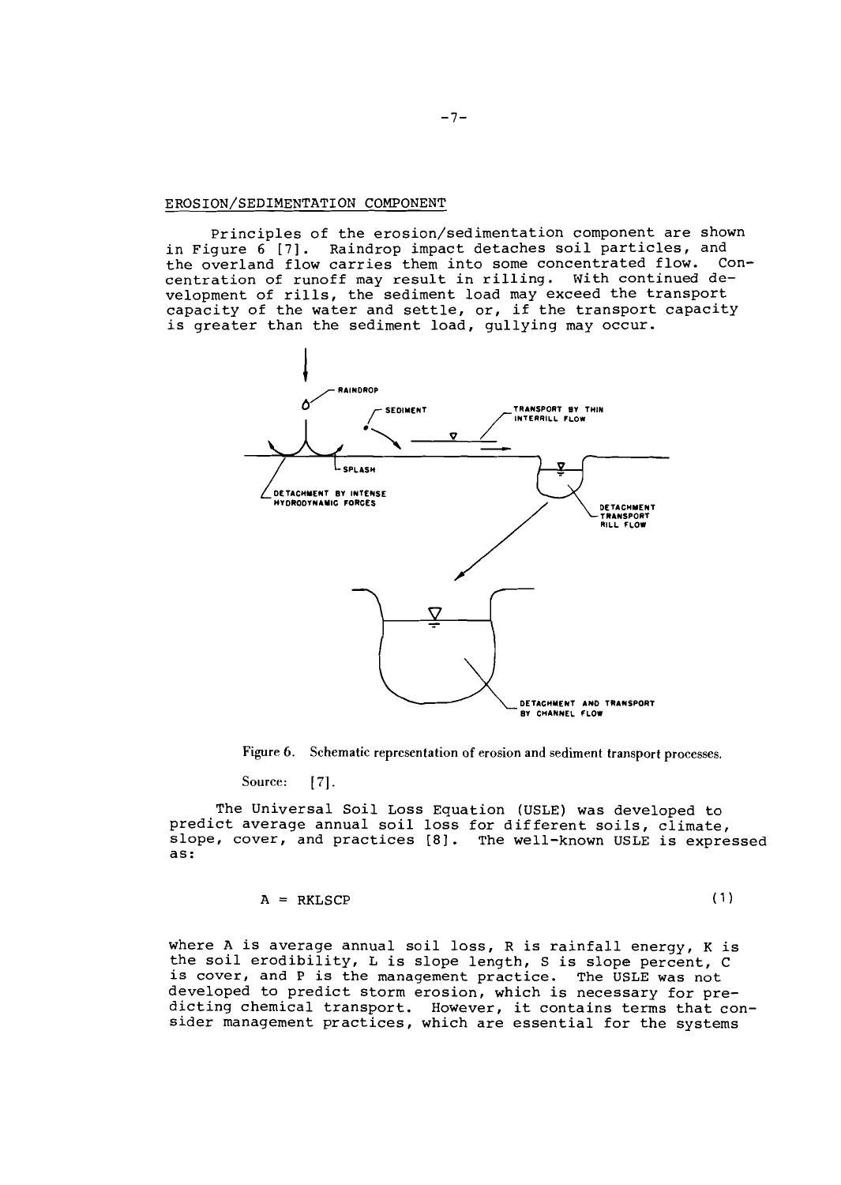## EROSION/SEDIMENTATION COMPONENT

Principles of the erosion/sedimentation component are shown in Figure 6 [7]. Raindrop impact detaches soil particles, and the overland flow carries them into some concentrated flow. Concentration of runoff may result in rilling. With continued development of rills, the sediment load may exceed the transport capacity of the water and settle, or, if the transport capacity is greater than the sediment load, gullying may occur.

Figure 6. Schematic representation of erosion and sediment transport processes.

Source: [7].

The Universal Soil Loss Equation (USLE) was developed to predict average annual soil loss for different soils, climate, slope, cover, and practices [8]. The well-known USLE is expressed as:

$$A = RKLSCP \qquad (1)$$

where A is average annual soil loss, R is rainfall energy, K is the soil erodibility, L is slope length, S is slope percent, C is cover, and P is the management practice. The USLE was not developed to predict storm erosion, which is necessary for predicting chemical transport. However, it contains terms that consider management practices, which are essential for the systems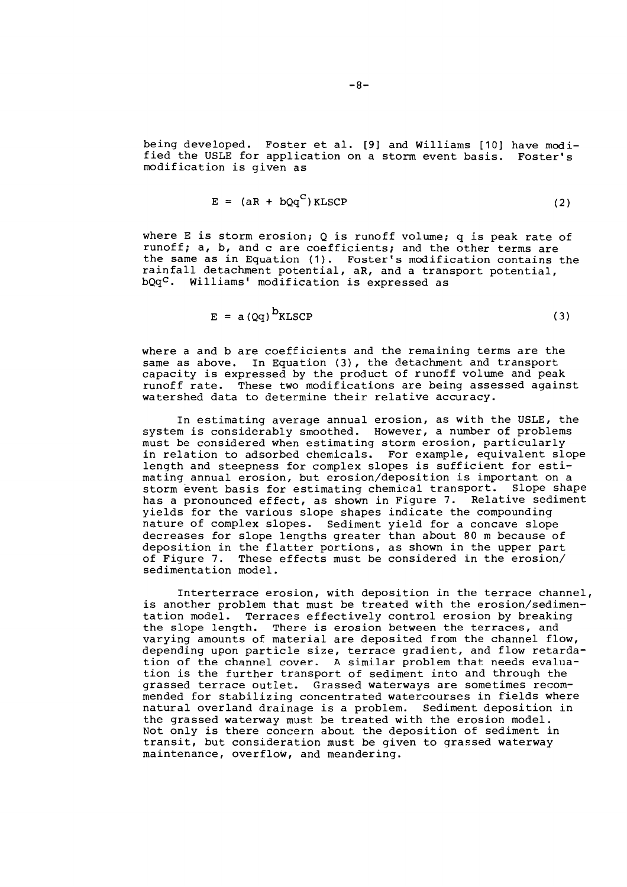being developed. Foster et al. [9] and Williams [10] have modified the USLE for application on a storm event basis. Foster's modification is given as

$$E = (aR + bQq^c)KLSCP \tag{2}$$

where E is storm erosion; Q is runoff volume; q is peak rate of runoff; a, b, and c are coefficients; and the other terms are the same as in Equation (1). Foster's modification contains the rainfall detachment potential, aR, and a transport potential, $bQq^c$. Williams' modification is expressed as

$$E = a(Qq)^b KLSCP \tag{3}$$

where a and b are coefficients and the remaining terms are the same as above. In Equation (3), the detachment and transport capacity is expressed by the product of runoff volume and peak runoff rate. These two modifications are being assessed against watershed data to determine their relative accuracy.

In estimating average annual erosion, as with the USLE, the system is considerably smoothed. However, a number of problems must be considered when estimating storm erosion, particularly in relation to adsorbed chemicals. For example, equivalent slope length and steepness for complex slopes is sufficient for estimating annual erosion, but erosion/deposition is important on a storm event basis for estimating chemical transport. Slope shape has a pronounced effect, as shown in Figure 7. Relative sediment yields for the various slope shapes indicate the compounding nature of complex slopes. Sediment yield for a concave slope decreases for slope lengths greater than about 80 m because of deposition in the flatter portions, as shown in the upper part of Figure 7. These effects must be considered in the erosion/sedimentation model.

Interterrace erosion, with deposition in the terrace channel, is another problem that must be treated with the erosion/sedimentation model. Terraces effectively control erosion by breaking the slope length. There is erosion between the terraces, and varying amounts of material are deposited from the channel flow, depending upon particle size, terrace gradient, and flow retardation of the channel cover. A similar problem that needs evaluation is the further transport of sediment into and through the grassed terrace outlet. Grassed waterways are sometimes recommended for stabilizing concentrated watercourses in fields where natural overland drainage is a problem. Sediment deposition in the grassed waterway must be treated with the erosion model. Not only is there concern about the deposition of sediment in transit, but consideration must be given to grassed waterway maintenance, overflow, and meandering.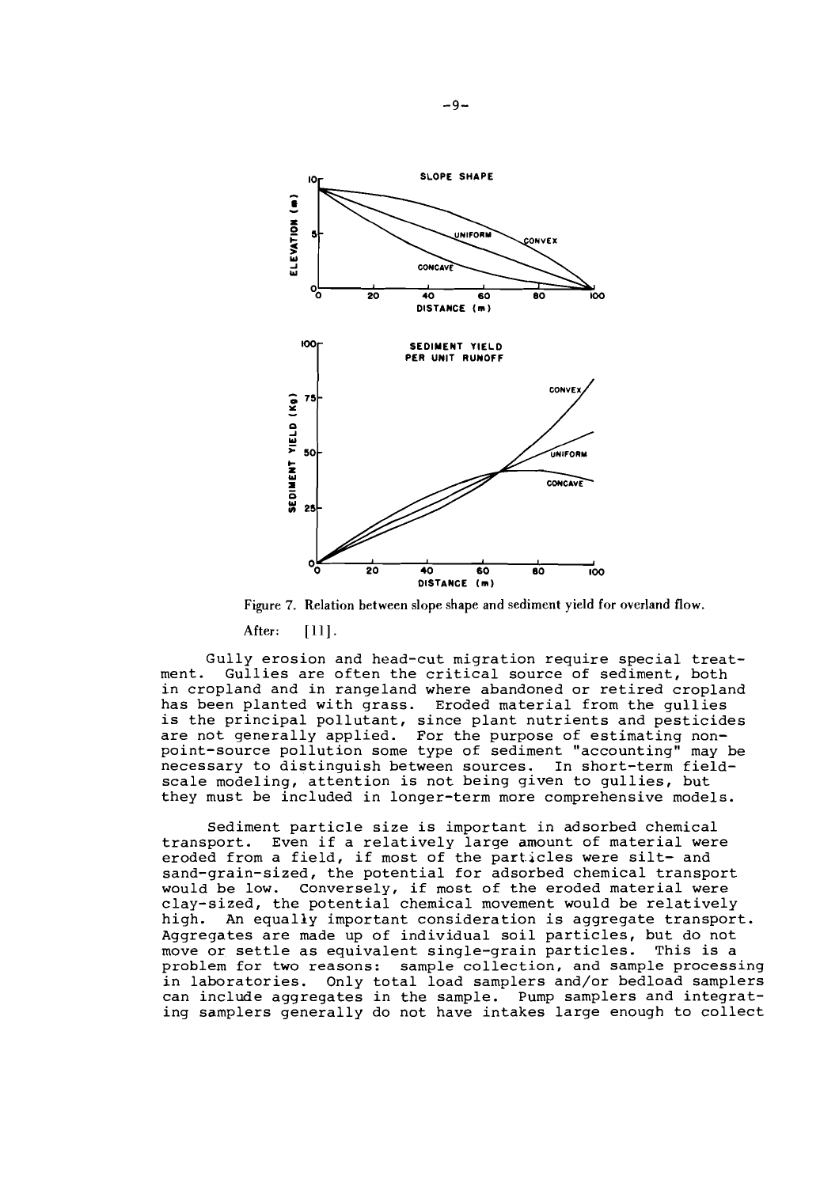Figure 7. Relation between slope shape and sediment yield for overland flow.

After: [11].

Gully erosion and head-cut migration require special treatment. Gullies are often the critical source of sediment, both in cropland and in rangeland where abandoned or retired cropland has been planted with grass. Eroded material from the gullies is the principal pollutant, since plant nutrients and pesticides are not generally applied. For the purpose of estimating non-point-source pollution some type of sediment "accounting" may be necessary to distinguish between sources. In short-term field-scale modeling, attention is not being given to gullies, but they must be included in longer-term more comprehensive models.

Sediment particle size is important in adsorbed chemical transport. Even if a relatively large amount of material were eroded from a field, if most of the particles were silt- and sand-grain-sized, the potential for adsorbed chemical transport would be low. Conversely, if most of the eroded material were clay-sized, the potential chemical movement would be relatively high. An equally important consideration is aggregate transport. Aggregates are made up of individual soil particles, but do not move or settle as equivalent single-grain particles. This is a problem for two reasons: sample collection, and sample processing in laboratories. Only total load samplers and/or bedload samplers can include aggregates in the sample. Pump samplers and integrating samplers generally do not have intakes large enough to collect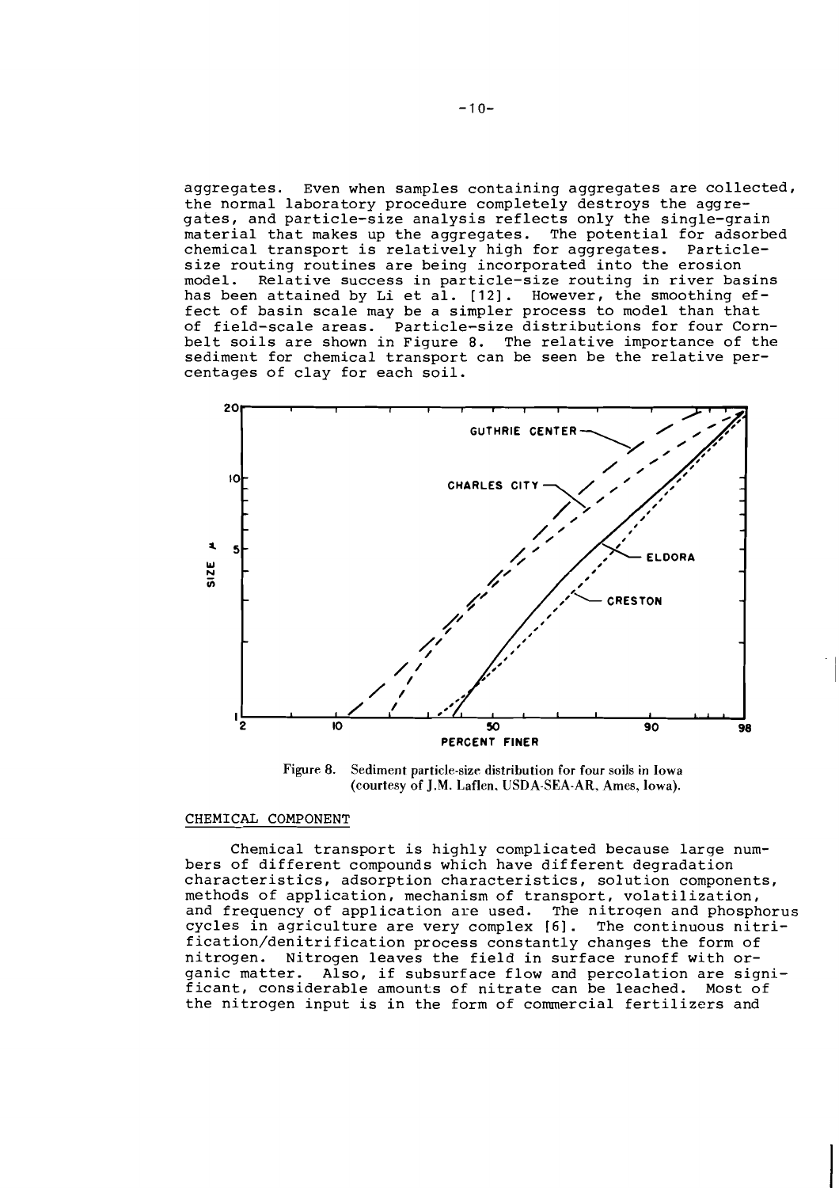aggregates. Even when samples containing aggregates are collected, the normal laboratory procedure completely destroys the aggregates, and particle-size analysis reflects only the single-grain material that makes up the aggregates. The potential for adsorbed chemical transport is relatively high for aggregates. Particle-size routing routines are being incorporated into the erosion model. Relative success in particle-size routing in river basins has been attained by Li et al. [12]. However, the smoothing effect of basin scale may be a simpler process to model than that of field-scale areas. Particle-size distributions for four Cornbelt soils are shown in Figure 8. The relative importance of the sediment for chemical transport can be seen be the relative percentages of clay for each soil.

Figure 8. Sediment particle-size distribution for four soils in Iowa (courtesy of J.M. Laflen, USDA-SEA-AR, Ames, Iowa).

## CHEMICAL COMPONENT

Chemical transport is highly complicated because large numbers of different compounds which have different degradation characteristics, adsorption characteristics, solution components, methods of application, mechanism of transport, volatilization, and frequency of application are used. The nitrogen and phosphorus cycles in agriculture are very complex [6]. The continuous nitrification/denitrification process constantly changes the form of nitrogen. Nitrogen leaves the field in surface runoff with organic matter. Also, if subsurface flow and percolation are significant, considerable amounts of nitrate can be leached. Most of the nitrogen input is in the form of commercial fertilizers and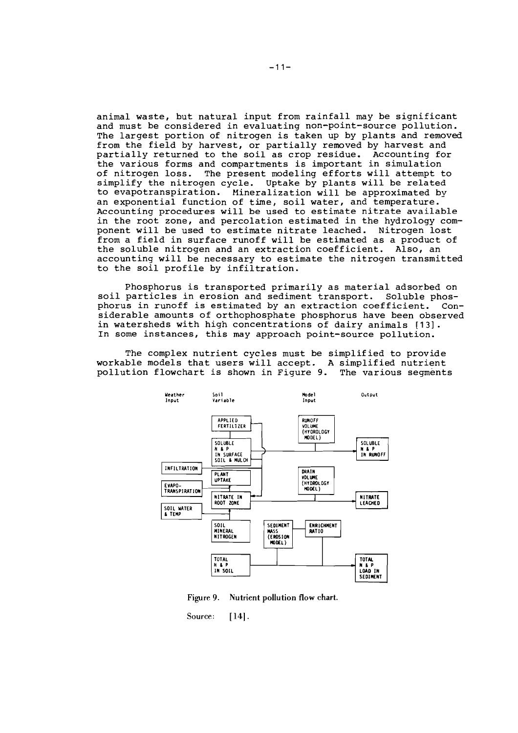animal waste, but natural input from rainfall may be significant and must be considered in evaluating non-point-source pollution. The largest portion of nitrogen is taken up by plants and removed from the field by harvest, or partially removed by harvest and partially returned to the soil as crop residue. Accounting for the various forms and compartments is important in simulation of nitrogen loss. The present modeling efforts will attempt to simplify the nitrogen cycle. Uptake by plants will be related to evapotranspiration. Mineralization will be approximated by an exponential function of time, soil water, and temperature. Accounting procedures will be used to estimate nitrate available in the root zone, and percolation estimated in the hydrology component will be used to estimate nitrate leached. Nitrogen lost from a field in surface runoff will be estimated as a product of the soluble nitrogen and an extraction coefficient. Also, an accounting will be necessary to estimate the nitrogen transmitted to the soil profile by infiltration.

Phosphorus is transported primarily as material adsorbed on soil particles in erosion and sediment transport. Soluble phosphorus in runoff is estimated by an extraction coefficient. Considerable amounts of orthophosphate phosphorus have been observed in watersheds with high concentrations of dairy animals [13]. In some instances, this may approach point-source pollution.

The complex nutrient cycles must be simplified to provide workable models that users will accept. A simplified nutrient pollution flowchart is shown in Figure 9. The various segments

Figure 9. Nutrient pollution flow chart.

Source: [14].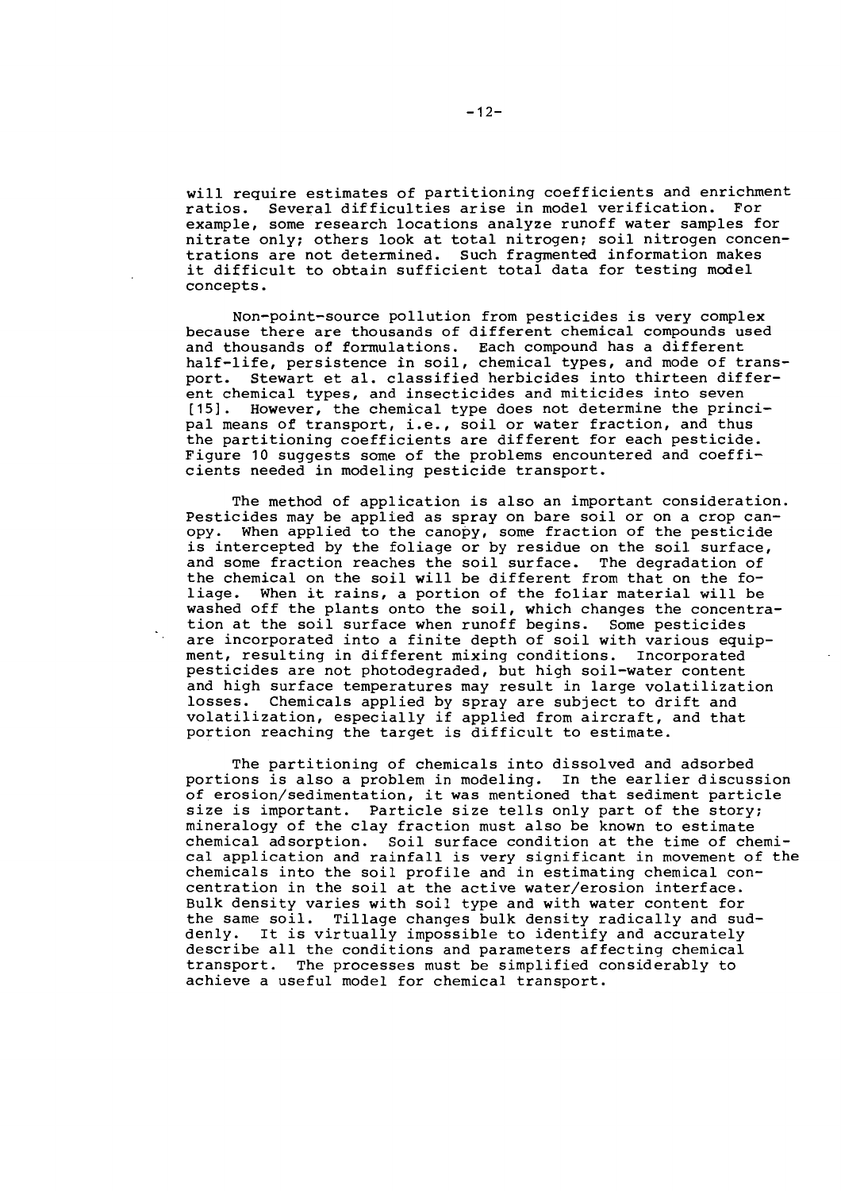will require estimates of partitioning coefficients and enrichment ratios. Several difficulties arise in model verification. For example, some research locations analyze runoff water samples for nitrate only; others look at total nitrogen; soil nitrogen concentrations are not determined. Such fragmented information makes it difficult to obtain sufficient total data for testing model concepts.

Non-point-source pollution from pesticides is very complex because there are thousands of different chemical compounds used and thousands of formulations. Each compound has a different half-life, persistence in soil, chemical types, and mode of transport. Stewart et al. classified herbicides into thirteen different chemical types, and insecticides and miticides into seven [15]. However, the chemical type does not determine the principal means of transport, i.e., soil or water fraction, and thus the partitioning coefficients are different for each pesticide. Figure 10 suggests some of the problems encountered and coefficients needed in modeling pesticide transport.

The method of application is also an important consideration. Pesticides may be applied as spray on bare soil or on a crop canopy. When applied to the canopy, some fraction of the pesticide is intercepted by the foliage or by residue on the soil surface, and some fraction reaches the soil surface. The degradation of the chemical on the soil will be different from that on the foliage. When it rains, a portion of the foliar material will be washed off the plants onto the soil, which changes the concentration at the soil surface when runoff begins. Some pesticides are incorporated into a finite depth of soil with various equipment, resulting in different mixing conditions. Incorporated pesticides are not photodegraded, but high soil-water content and high surface temperatures may result in large volatilization losses. Chemicals applied by spray are subject to drift and volatilization, especially if applied from aircraft, and that portion reaching the target is difficult to estimate.

The partitioning of chemicals into dissolved and adsorbed portions is also a problem in modeling. In the earlier discussion of erosion/sedimentation, it was mentioned that sediment particle size is important. Particle size tells only part of the story; mineralogy of the clay fraction must also be known to estimate chemical adsorption. Soil surface condition at the time of chemical application and rainfall is very significant in movement of the chemicals into the soil profile and in estimating chemical concentration in the soil at the active water/erosion interface. Bulk density varies with soil type and with water content for the same soil. Tillage changes bulk density radically and suddenly. It is virtually impossible to identify and accurately describe all the conditions and parameters affecting chemical transport. The processes must be simplified considerably to achieve a useful model for chemical transport.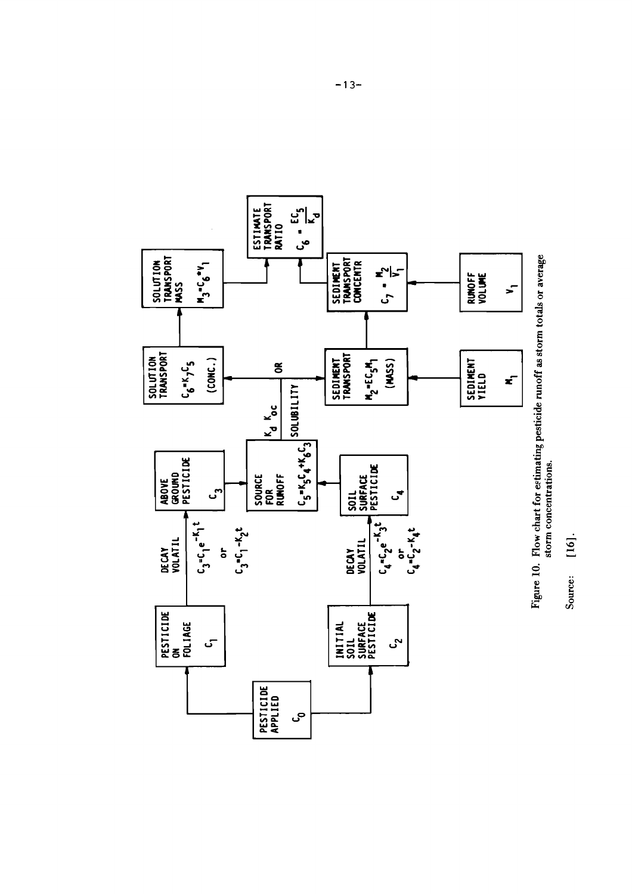PESTICIDE APPLIED $C_0$

PESTICIDE ON FOLIAGE $C_1$

INITIAL SOIL SURFACE PESTICIDE $C_2$

DECAY VOLATIL $C_3=C_1e^{-K_1t}$ or $C_3=C_1-K_2t$

DECAY VOLATIL $C_4=C_2e^{-K_3t}$ or $C_4=C_2-K_4t$

ABOVE GROUND PESTICIDE $C_3$

SOIL SURFACE PESTICIDE $C_4$

SOURCE FOR RUNOFF $C_5=K_5C_4+K_6C_3$

$K_d$ $K_{oc}$ SOLUBILITY

OR

SOLUTION TRANSPORT $C_6=K_7C_5$ (CONC.)

SEDIMENT TRANSPORT $M_2=EC_5M_1$ (MASS)

SEDIMENT YIELD $M_1$

SOLUTION TRANSPORT MASS $M_3=C_6 \cdot V_1$

SEDIMENT TRANSPORT CONCENTR $C_7=\frac{M_2}{V_1}$

RUNOFF VOLUME $V_1$

ESTIMATE TRANSPORT RATIO $C_6=\frac{EC_5}{K_d}$

Figure 10. Flow chart for estimating pesticide runoff as storm totals or average storm concentrations.

Source: [16].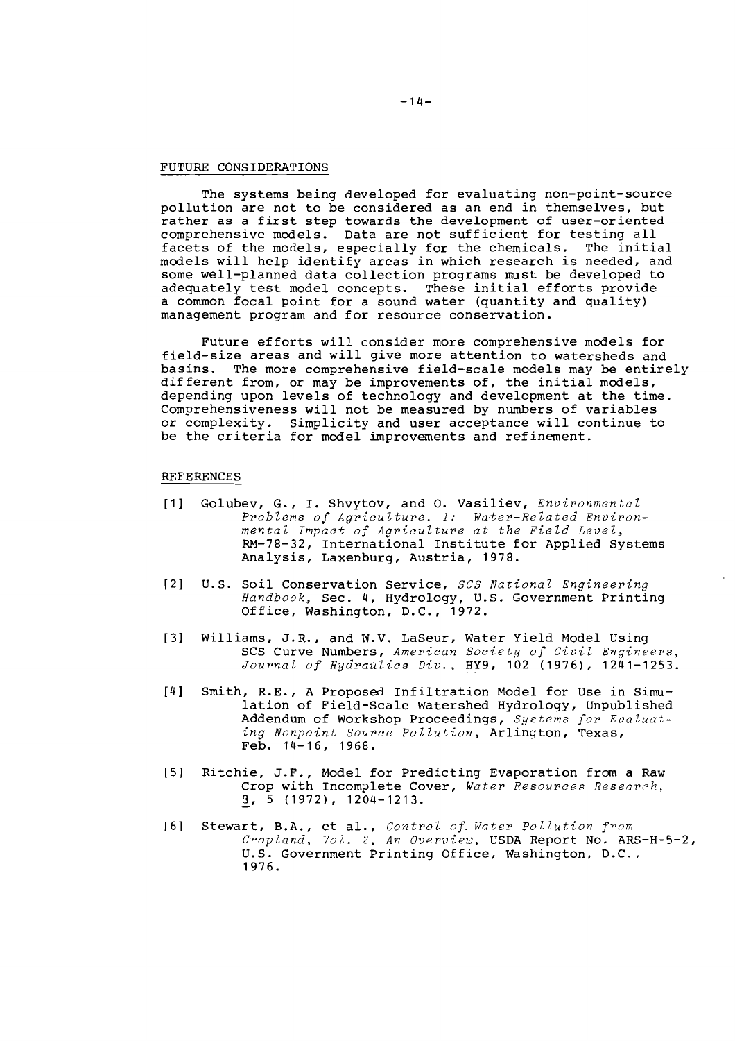## FUTURE CONSIDERATIONS

The systems being developed for evaluating non-point-source pollution are not to be considered as an end in themselves, but rather as a first step towards the development of user-oriented comprehensive models. Data are not sufficient for testing all facets of the models, especially for the chemicals. The initial models will help identify areas in which research is needed, and some well-planned data collection programs must be developed to adequately test model concepts. These initial efforts provide a common focal point for a sound water (quantity and quality) management program and for resource conservation.

Future efforts will consider more comprehensive models for field-size areas and will give more attention to watersheds and basins. The more comprehensive field-scale models may be entirely different from, or may be improvements of, the initial models, depending upon levels of technology and development at the time. Comprehensiveness will not be measured by numbers of variables or complexity. Simplicity and user acceptance will continue to be the criteria for model improvements and refinement.

## REFERENCES

[1] Golubev, G., I. Shvytov, and O. Vasiliev, *Environmental Problems of Agriculture. 1: Water-Related Environmental Impact of Agriculture at the Field Level*, RM-78-32, International Institute for Applied Systems Analysis, Laxenburg, Austria, 1978.

[2] U.S. Soil Conservation Service, *SCS National Engineering Handbook*, Sec. 4, Hydrology, U.S. Government Printing Office, Washington, D.C., 1972.

[3] Williams, J.R., and W.V. LaSeur, Water Yield Model Using SCS Curve Numbers, *American Society of Civil Engineers, Journal of Hydraulics Div.*, HY9, 102 (1976), 1241-1253.

[4] Smith, R.E., A Proposed Infiltration Model for Use in Simulation of Field-Scale Watershed Hydrology, Unpublished Addendum of Workshop Proceedings, *Systems for Evaluating Nonpoint Source Pollution*, Arlington, Texas, Feb. 14-16, 1968.

[5] Ritchie, J.F., Model for Predicting Evaporation from a Raw Crop with Incomplete Cover, *Water Resources Research*, 8, 5 (1972), 1204-1213.

[6] Stewart, B.A., et al., *Control of Water Pollution from Cropland, Vol. 2, An Overview*, USDA Report No. ARS-H-5-2, U.S. Government Printing Office, Washington, D.C., 1976.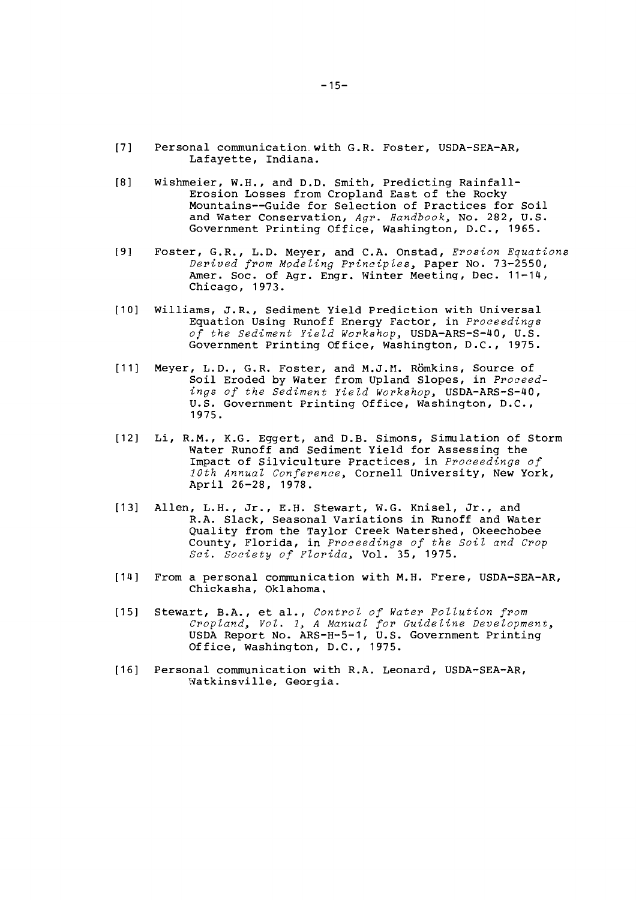[7] Personal communication with G.R. Foster, USDA-SEA-AR, Lafayette, Indiana.

[8] Wishmeier, W.H., and D.D. Smith, Predicting Rainfall-Erosion Losses from Cropland East of the Rocky Mountains--Guide for Selection of Practices for Soil and Water Conservation, *Agr. Handbook*, No. 282, U.S. Government Printing Office, Washington, D.C., 1965.

[9] Foster, G.R., L.D. Meyer, and C.A. Onstad, *Erosion Equations Derived from Modeling Principles*, Paper No. 73-2550, Amer. Soc. of Agr. Engr. Winter Meeting, Dec. 11-14, Chicago, 1973.

[10] Williams, J.R., Sediment Yield Prediction with Universal Equation Using Runoff Energy Factor, in *Proceedings of the Sediment Yield Workshop*, USDA-ARS-S-40, U.S. Government Printing Office, Washington, D.C., 1975.

[11] Meyer, L.D., G.R. Foster, and M.J.M. Römkins, Source of Soil Eroded by Water from Upland Slopes, in *Proceedings of the Sediment Yield Workshop*, USDA-ARS-S-40, U.S. Government Printing Office, Washington, D.C., 1975.

[12] Li, R.M., K.G. Eggert, and D.B. Simons, Simulation of Storm Water Runoff and Sediment Yield for Assessing the Impact of Silviculture Practices, in *Proceedings of 10th Annual Conference*, Cornell University, New York, April 26-28, 1978.

[13] Allen, L.H., Jr., E.H. Stewart, W.G. Knisel, Jr., and R.A. Slack, Seasonal Variations in Runoff and Water Quality from the Taylor Creek Watershed, Okeechobee County, Florida, in *Proceedings of the Soil and Crop Sci. Society of Florida*, Vol. 35, 1975.

[14] From a personal communication with M.H. Frere, USDA-SEA-AR, Chickasha, Oklahoma.

[15] Stewart, B.A., et al., *Control of Water Pollution from Cropland, Vol. 1, A Manual for Guideline Development*, USDA Report No. ARS-H-5-1, U.S. Government Printing Office, Washington, D.C., 1975.

[16] Personal communication with R.A. Leonard, USDA-SEA-AR, Watkinsville, Georgia.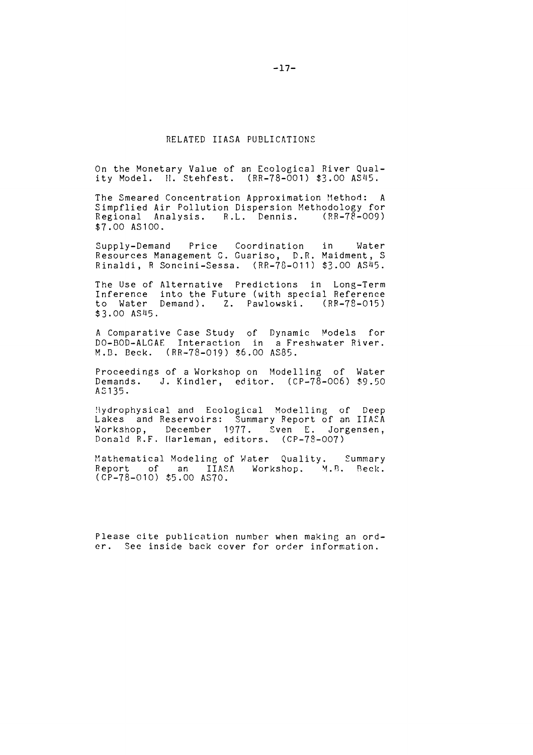# RELATED IIASA PUBLICATIONS

On the Monetary Value of an Ecological River Quality Model. H. Stehfest. (RR-78-001) $3.00 AS45.

The Smeared Concentration Approximation Method: A Simpflied Air Pollution Dispersion Methodology for Regional Analysis. R.L. Dennis. (RR-78-009) $7.00 AS100.

Supply-Demand Price Coordination in Water Resources Management G. Guariso, D.R. Maidment, S Rinaldi, R Soncini-Sessa. (RR-78-011) $3.00 AS45.

The Use of Alternative Predictions in Long-Term Inference into the Future (with special Reference to Water Demand). Z. Pawlowski. (RR-78-015) $3.00 AS45.

A Comparative Case Study of Dynamic Models for DO-BOD-ALGAE Interaction in a Freshwater River. M.B. Beck. (RR-78-019) $6.00 AS85.

Proceedings of a Workshop on Modelling of Water Demands. J. Kindler, editor. (CP-78-006) $9.50 AS135.

Hydrophysical and Ecological Modelling of Deep Lakes and Reservoirs: Summary Report of an IIASA Workshop, December 1977. Sven E. Jorgensen, Donald R.F. Harleman, editors. (CP-78-007)

Mathematical Modeling of Water Quality. Summary Report of an IIASA Workshop. M.B. Beck. (CP-78-010) $5.00 AS70.

Please cite publication number when making an order. See inside back cover for order information.